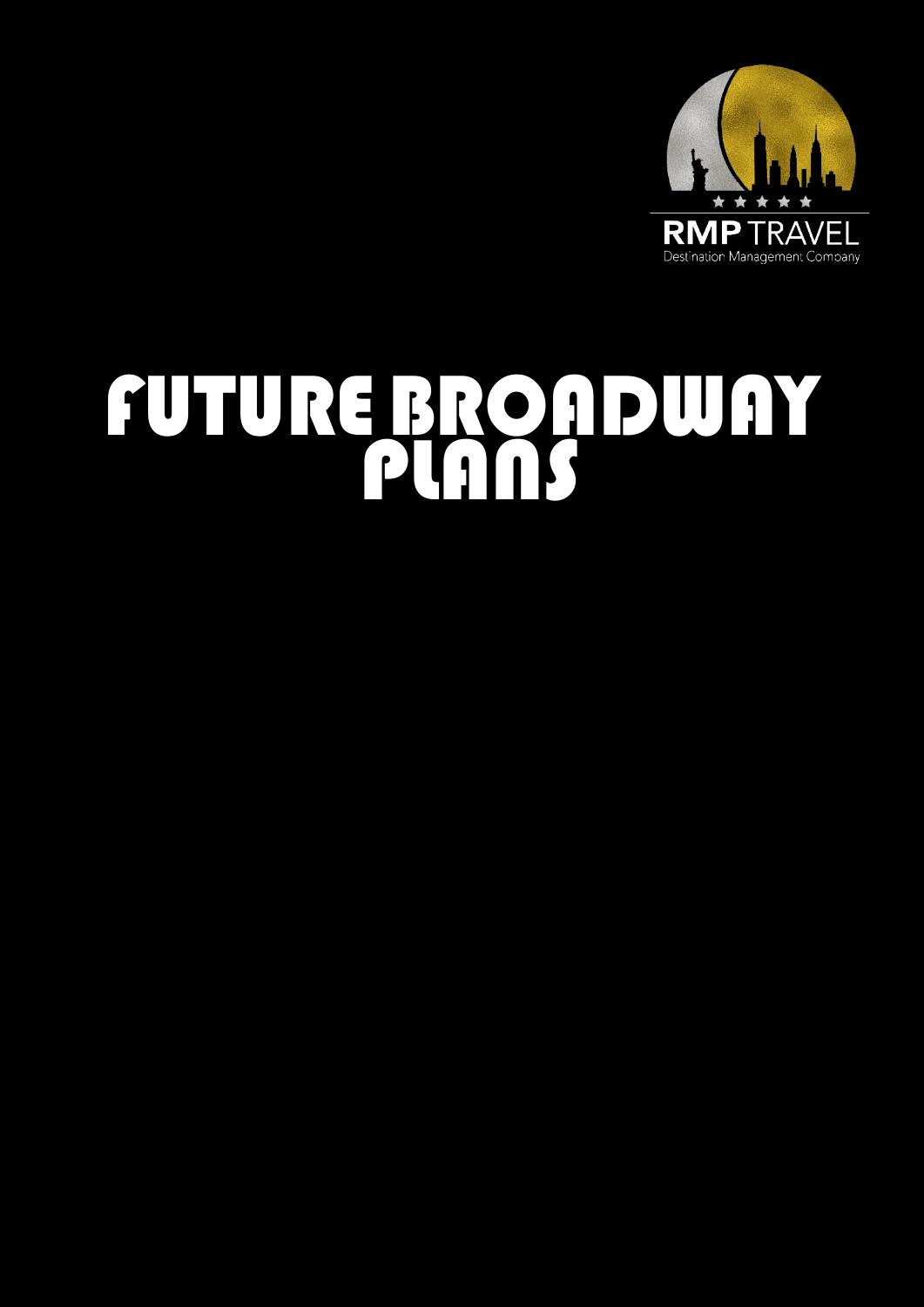RMP TRAVEL

Destination Management Company

# FUTURE BROADWAY PLANS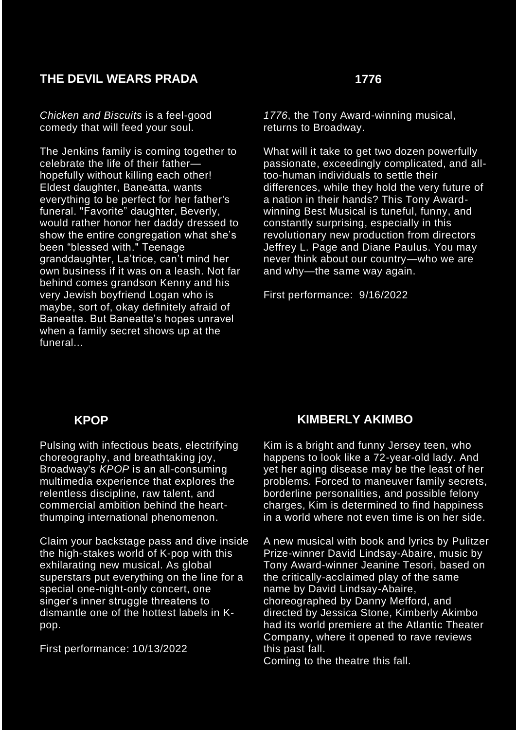## THE DEVIL WEARS PRADA

*Chicken and Biscuits* is a feel-good comedy that will feed your soul.

The Jenkins family is coming together to celebrate the life of their father—hopefully without killing each other! Eldest daughter, Baneatta, wants everything to be perfect for her father's funeral. "Favorite" daughter, Beverly, would rather honor her daddy dressed to show the entire congregation what she's been "blessed with." Teenage granddaughter, La'trice, can't mind her own business if it was on a leash. Not far behind comes grandson Kenny and his very Jewish boyfriend Logan who is maybe, sort of, okay definitely afraid of Baneatta. But Baneatta's hopes unravel when a family secret shows up at the funeral...

## 1776

*1776*, the Tony Award-winning musical, returns to Broadway.

What will it take to get two dozen powerfully passionate, exceedingly complicated, and all-too-human individuals to settle their differences, while they hold the very future of a nation in their hands? This Tony Award-winning Best Musical is tuneful, funny, and constantly surprising, especially in this revolutionary new production from directors Jeffrey L. Page and Diane Paulus. You may never think about our country—who we are and why—the same way again.

First performance: 9/16/2022

## KPOP

Pulsing with infectious beats, electrifying choreography, and breathtaking joy, Broadway's *KPOP* is an all-consuming multimedia experience that explores the relentless discipline, raw talent, and commercial ambition behind the heart-thumping international phenomenon.

Claim your backstage pass and dive inside the high-stakes world of K-pop with this exhilarating new musical. As global superstars put everything on the line for a special one-night-only concert, one singer's inner struggle threatens to dismantle one of the hottest labels in K-pop.

First performance: 10/13/2022

## KIMBERLY AKIMBO

Kim is a bright and funny Jersey teen, who happens to look like a 72-year-old lady. And yet her aging disease may be the least of her problems. Forced to maneuver family secrets, borderline personalities, and possible felony charges, Kim is determined to find happiness in a world where not even time is on her side.

A new musical with book and lyrics by Pulitzer Prize-winner David Lindsay-Abaire, music by Tony Award-winner Jeanine Tesori, based on the critically-acclaimed play of the same name by David Lindsay-Abaire, choreographed by Danny Mefford, and directed by Jessica Stone, Kimberly Akimbo had its world premiere at the Atlantic Theater Company, where it opened to rave reviews this past fall.
Coming to the theatre this fall.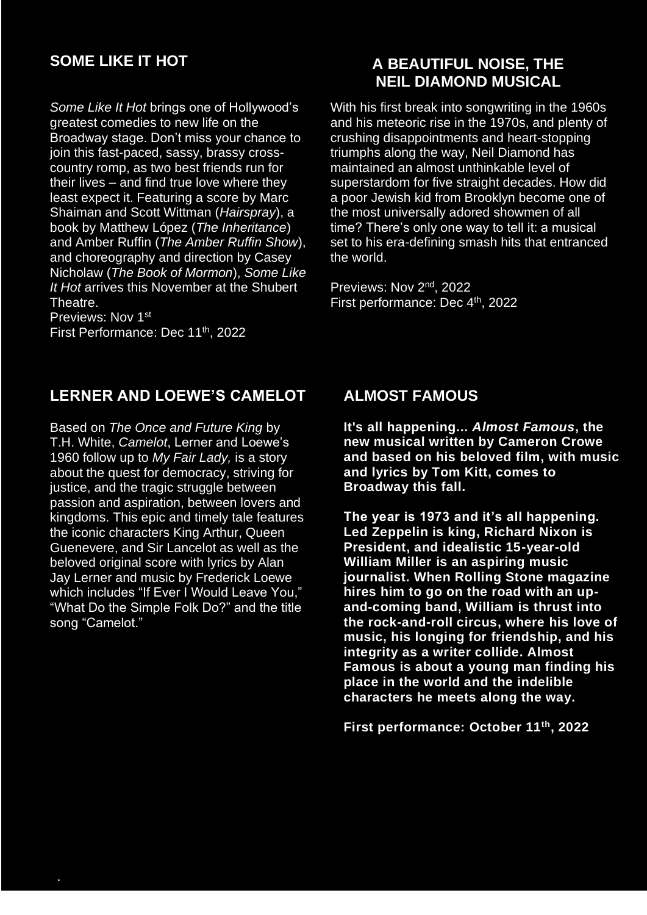## SOME LIKE IT HOT

*Some Like It Hot* brings one of Hollywood's greatest comedies to new life on the Broadway stage. Don't miss your chance to join this fast-paced, sassy, brassy cross-country romp, as two best friends run for their lives – and find true love where they least expect it. Featuring a score by Marc Shaiman and Scott Wittman (*Hairspray*), a book by Matthew López (*The Inheritance*) and Amber Ruffin (*The Amber Ruffin Show*), and choreography and direction by Casey Nicholaw (*The Book of Mormon*), *Some Like It Hot* arrives this November at the Shubert Theatre.

Previews: Nov 1st
First Performance: Dec 11th, 2022

## A BEAUTIFUL NOISE, THE NEIL DIAMOND MUSICAL

With his first break into songwriting in the 1960s and his meteoric rise in the 1970s, and plenty of crushing disappointments and heart-stopping triumphs along the way, Neil Diamond has maintained an almost unthinkable level of superstardom for five straight decades. How did a poor Jewish kid from Brooklyn become one of the most universally adored showmen of all time? There's only one way to tell it: a musical set to his era-defining smash hits that entranced the world.

Previews: Nov 2nd, 2022
First performance: Dec 4th, 2022

## LERNER AND LOEWE'S CAMELOT

Based on *The Once and Future King* by T.H. White, *Camelot*, Lerner and Loewe's 1960 follow up to *My Fair Lady,* is a story about the quest for democracy, striving for justice, and the tragic struggle between passion and aspiration, between lovers and kingdoms. This epic and timely tale features the iconic characters King Arthur, Queen Guenevere, and Sir Lancelot as well as the beloved original score with lyrics by Alan Jay Lerner and music by Frederick Loewe which includes "If Ever I Would Leave You," "What Do the Simple Folk Do?" and the title song "Camelot."

## ALMOST FAMOUS

**It's all happening... *Almost Famous*, the new musical written by Cameron Crowe and based on his beloved film, with music and lyrics by Tom Kitt, comes to Broadway this fall.**

**The year is 1973 and it's all happening. Led Zeppelin is king, Richard Nixon is President, and idealistic 15-year-old William Miller is an aspiring music journalist. When Rolling Stone magazine hires him to go on the road with an up-and-coming band, William is thrust into the rock-and-roll circus, where his love of music, his longing for friendship, and his integrity as a writer collide. Almost Famous is about a young man finding his place in the world and the indelible characters he meets along the way.**

**First performance: October 11th, 2022**